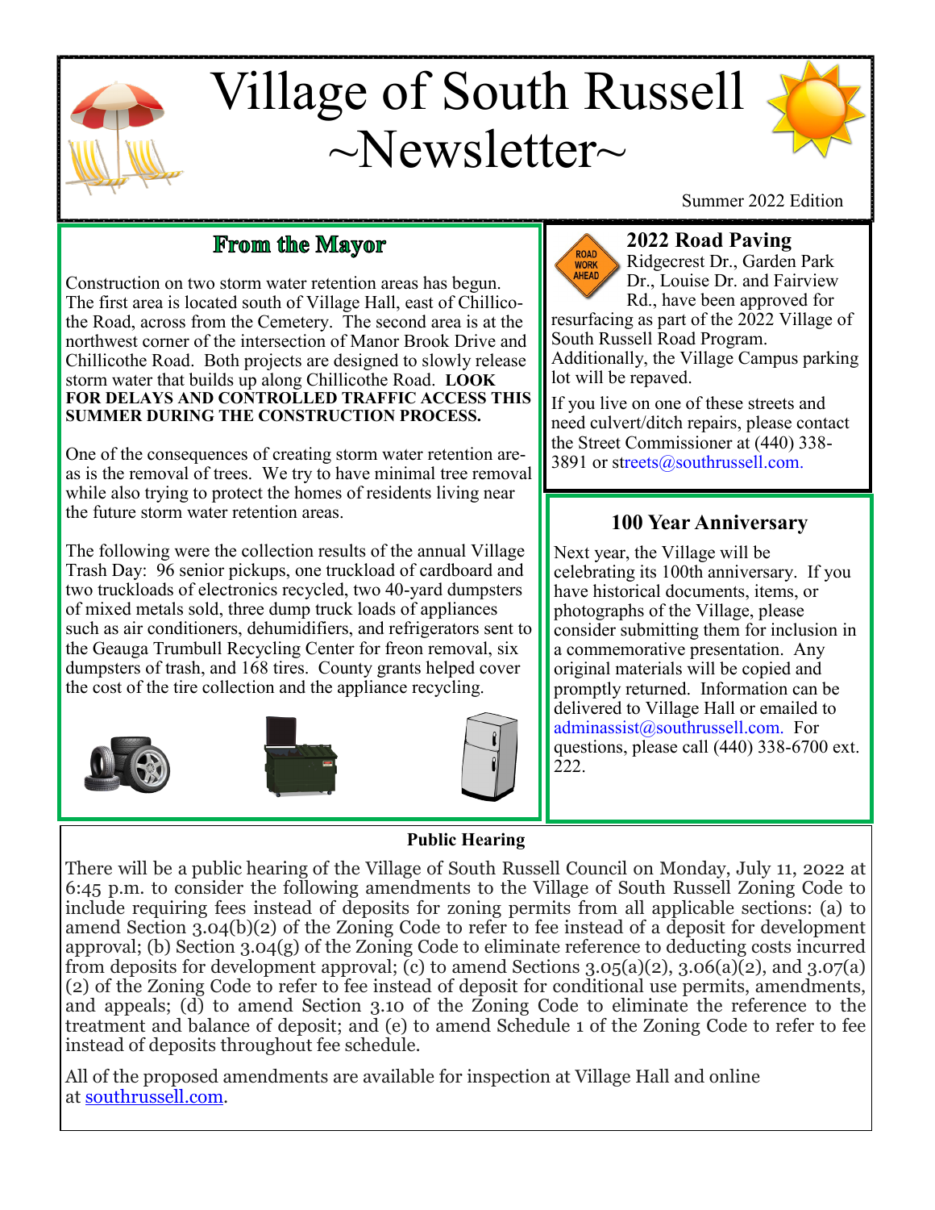# Village of South Russell ~Newsletter~

Summer 2022 Edition

## From the Mayor

Construction on two storm water retention areas has begun. The first area is located south of Village Hall, east of Chillicothe Road, across from the Cemetery. The second area is at the northwest corner of the intersection of Manor Brook Drive and Chillicothe Road. Both projects are designed to slowly release storm water that builds up along Chillicothe Road. **LOOK FOR DELAYS AND CONTROLLED TRAFFIC ACCESS THIS SUMMER DURING THE CONSTRUCTION PROCESS.**

One of the consequences of creating storm water retention areas is the removal of trees. We try to have minimal tree removal while also trying to protect the homes of residents living near the future storm water retention areas.

The following were the collection results of the annual Village Trash Day: 96 senior pickups, one truckload of cardboard and two truckloads of electronics recycled, two 40-yard dumpsters of mixed metals sold, three dump truck loads of appliances such as air conditioners, dehumidifiers, and refrigerators sent to the Geauga Trumbull Recycling Center for freon removal, six dumpsters of trash, and 168 tires. County grants helped cover the cost of the tire collection and the appliance recycling.

## 2022 Road Paving

Ridgecrest Dr., Garden Park Dr., Louise Dr. and Fairview Rd., have been approved for resurfacing as part of the 2022 Village of South Russell Road Program. Additionally, the Village Campus parking lot will be repaved.

If you live on one of these streets and need culvert/ditch repairs, please contact the Street Commissioner at (440) 338-3891 or streets@southrussell.com.

## 100 Year Anniversary

Next year, the Village will be celebrating its 100th anniversary. If you have historical documents, items, or photographs of the Village, please consider submitting them for inclusion in a commemorative presentation. Any original materials will be copied and promptly returned. Information can be delivered to Village Hall or emailed to adminassist@southrussell.com. For questions, please call (440) 338-6700 ext. 222.

## Public Hearing

There will be a public hearing of the Village of South Russell Council on Monday, July 11, 2022 at 6:45 p.m. to consider the following amendments to the Village of South Russell Zoning Code to include requiring fees instead of deposits for zoning permits from all applicable sections: (a) to amend Section 3.04(b)(2) of the Zoning Code to refer to fee instead of a deposit for development approval; (b) Section 3.04(g) of the Zoning Code to eliminate reference to deducting costs incurred from deposits for development approval; (c) to amend Sections 3.05(a)(2), 3.06(a)(2), and 3.07(a)(2) of the Zoning Code to refer to fee instead of deposit for conditional use permits, amendments, and appeals; (d) to amend Section 3.10 of the Zoning Code to eliminate the reference to the treatment and balance of deposit; and (e) to amend Schedule 1 of the Zoning Code to refer to fee instead of deposits throughout fee schedule.

All of the proposed amendments are available for inspection at Village Hall and online at southrussell.com.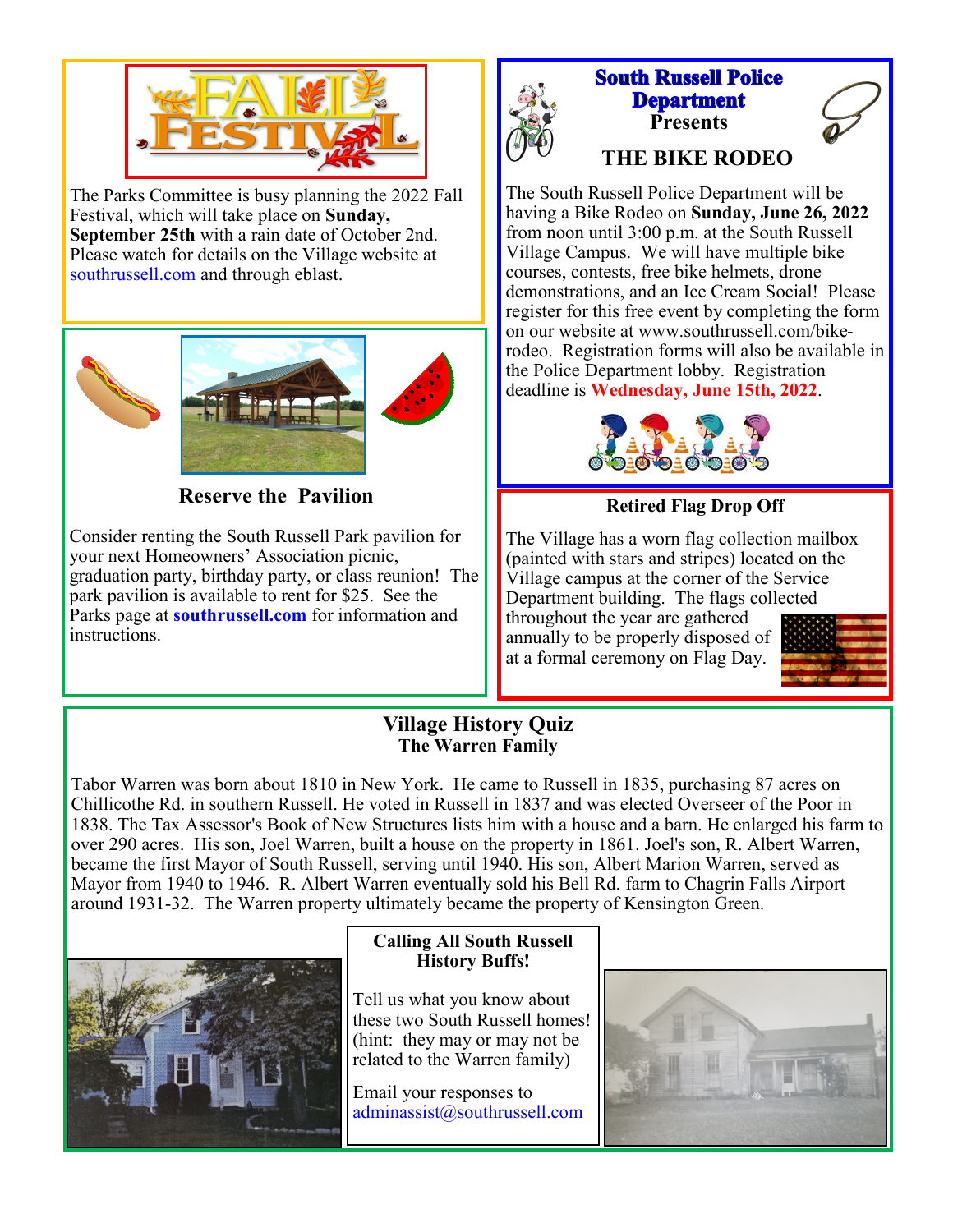## Fall Festival

The Parks Committee is busy planning the 2022 Fall Festival, which will take place on **Sunday, September 25th** with a rain date of October 2nd. Please watch for details on the Village website at southrussell.com and through eblast.

## South Russell Police Department Presents

## THE BIKE RODEO

The South Russell Police Department will be having a Bike Rodeo on **Sunday, June 26, 2022** from noon until 3:00 p.m. at the South Russell Village Campus. We will have multiple bike courses, contests, free bike helmets, drone demonstrations, and an Ice Cream Social! Please register for this free event by completing the form on our website at www.southrussell.com/bike-rodeo. Registration forms will also be available in the Police Department lobby. Registration deadline is **Wednesday, June 15th, 2022**.

## Reserve the Pavilion

Consider renting the South Russell Park pavilion for your next Homeowners' Association picnic, graduation party, birthday party, or class reunion! The park pavilion is available to rent for $25. See the Parks page at **southrussell.com** for information and instructions.

## Retired Flag Drop Off

The Village has a worn flag collection mailbox (painted with stars and stripes) located on the Village campus at the corner of the Service Department building. The flags collected throughout the year are gathered annually to be properly disposed of at a formal ceremony on Flag Day.

## Village History Quiz

### The Warren Family

Tabor Warren was born about 1810 in New York. He came to Russell in 1835, purchasing 87 acres on Chillicothe Rd. in southern Russell. He voted in Russell in 1837 and was elected Overseer of the Poor in 1838. The Tax Assessor's Book of New Structures lists him with a house and a barn. He enlarged his farm to over 290 acres. His son, Joel Warren, built a house on the property in 1861. Joel's son, R. Albert Warren, became the first Mayor of South Russell, serving until 1940. His son, Albert Marion Warren, served as Mayor from 1940 to 1946. R. Albert Warren eventually sold his Bell Rd. farm to Chagrin Falls Airport around 1931-32. The Warren property ultimately became the property of Kensington Green.

### Calling All South Russell History Buffs!

Tell us what you know about these two South Russell homes! (hint: they may or may not be related to the Warren family)

Email your responses to adminassist@southrussell.com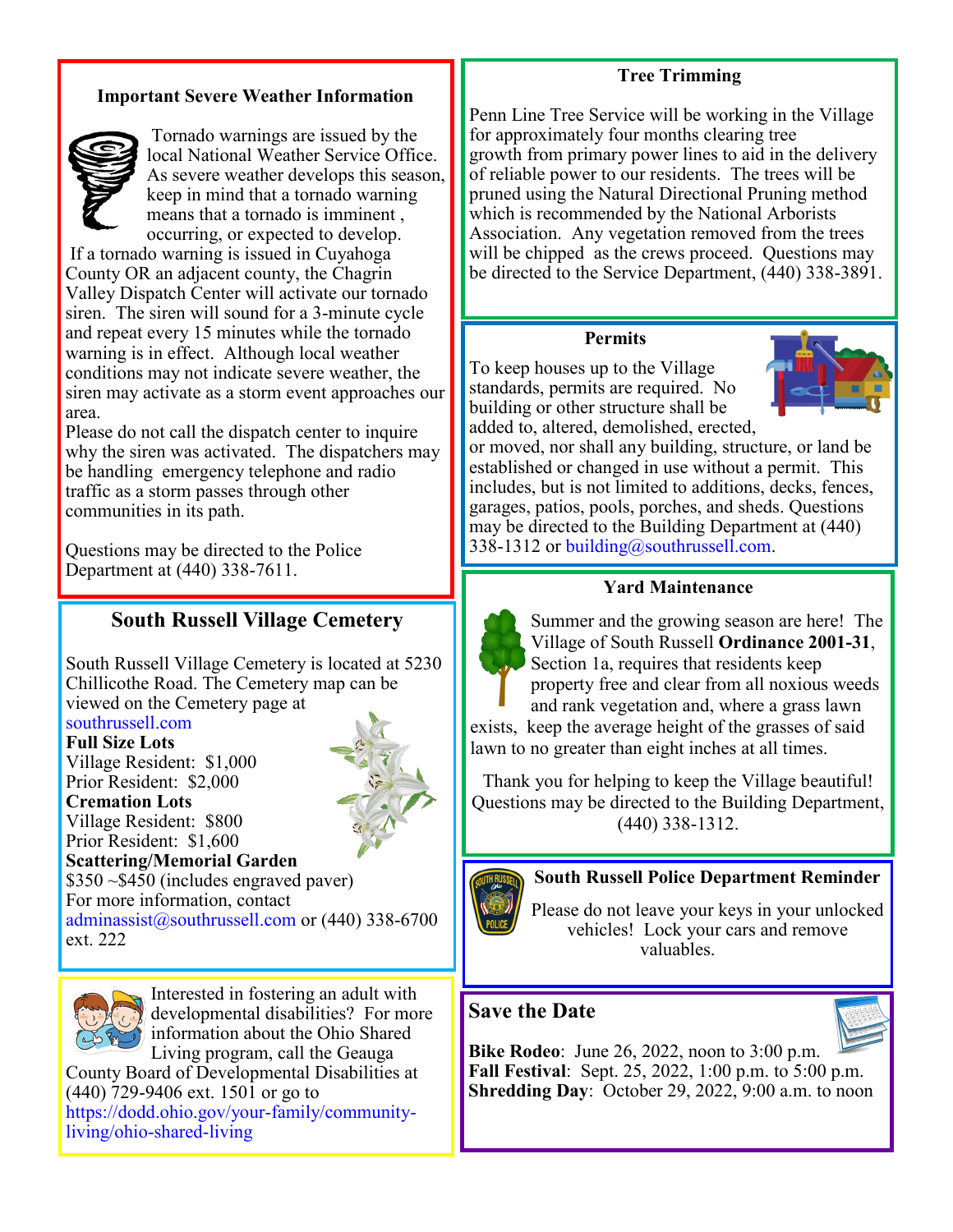## Important Severe Weather Information

Tornado warnings are issued by the local National Weather Service Office. As severe weather develops this season, keep in mind that a tornado warning means that a tornado is imminent , occurring, or expected to develop.

If a tornado warning is issued in Cuyahoga County OR an adjacent county, the Chagrin Valley Dispatch Center will activate our tornado siren. The siren will sound for a 3-minute cycle and repeat every 15 minutes while the tornado warning is in effect. Although local weather conditions may not indicate severe weather, the siren may activate as a storm event approaches our area.

Please do not call the dispatch center to inquire why the siren was activated. The dispatchers may be handling emergency telephone and radio traffic as a storm passes through other communities in its path.

Questions may be directed to the Police Department at (440) 338-7611.

## South Russell Village Cemetery

South Russell Village Cemetery is located at 5230 Chillicothe Road. The Cemetery map can be viewed on the Cemetery page at southrussell.com

**Full Size Lots**
Village Resident: $1,000
Prior Resident: $2,000

**Cremation Lots**
Village Resident: $800
Prior Resident: $1,600

**Scattering/Memorial Garden**
$350 ~$450 (includes engraved paver)

For more information, contact adminassist@southrussell.com or (440) 338-6700 ext. 222

Interested in fostering an adult with developmental disabilities? For more information about the Ohio Shared Living program, call the Geauga County Board of Developmental Disabilities at (440) 729-9406 ext. 1501 or go to https://dodd.ohio.gov/your-family/community-living/ohio-shared-living

## Tree Trimming

Penn Line Tree Service will be working in the Village for approximately four months clearing tree growth from primary power lines to aid in the delivery of reliable power to our residents. The trees will be pruned using the Natural Directional Pruning method which is recommended by the National Arborists Association. Any vegetation removed from the trees will be chipped as the crews proceed. Questions may be directed to the Service Department, (440) 338-3891.

## Permits

To keep houses up to the Village standards, permits are required. No building or other structure shall be added to, altered, demolished, erected, or moved, nor shall any building, structure, or land be established or changed in use without a permit. This includes, but is not limited to additions, decks, fences, garages, patios, pools, porches, and sheds. Questions may be directed to the Building Department at (440) 338-1312 or building@southrussell.com.

## Yard Maintenance

Summer and the growing season are here! The Village of South Russell **Ordinance 2001-31**, Section 1a, requires that residents keep property free and clear from all noxious weeds and rank vegetation and, where a grass lawn exists, keep the average height of the grasses of said lawn to no greater than eight inches at all times.

Thank you for helping to keep the Village beautiful! Questions may be directed to the Building Department, (440) 338-1312.

## South Russell Police Department Reminder

Please do not leave your keys in your unlocked vehicles! Lock your cars and remove valuables.

## Save the Date

**Bike Rodeo**: June 26, 2022, noon to 3:00 p.m.
**Fall Festival**: Sept. 25, 2022, 1:00 p.m. to 5:00 p.m.
**Shredding Day**: October 29, 2022, 9:00 a.m. to noon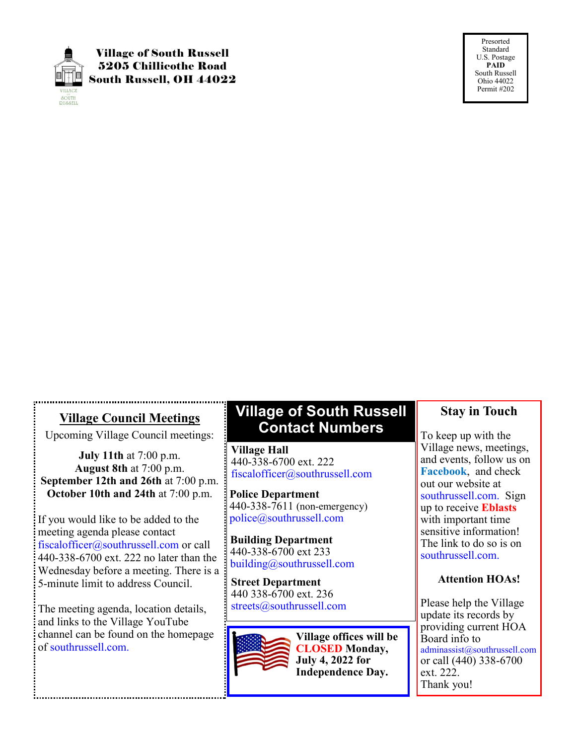**Village of South Russell**
**5205 Chillicothe Road**
**South Russell, OH 44022**

Presorted
Standard
U.S. Postage
**PAID**
South Russell
Ohio 44022
Permit #202

## Village Council Meetings

Upcoming Village Council meetings:

**July 11th** at 7:00 p.m.
**August 8th** at 7:00 p.m.
**September 12th and 26th** at 7:00 p.m.
**October 10th and 24th** at 7:00 p.m.

If you would like to be added to the meeting agenda please contact fiscalofficer@southrussell.com or call 440-338-6700 ext. 222 no later than the Wednesday before a meeting. There is a 5-minute limit to address Council.

The meeting agenda, location details, and links to the Village YouTube channel can be found on the homepage of southrussell.com.

## Village of South Russell Contact Numbers

**Village Hall**
440-338-6700 ext. 222
fiscalofficer@southrussell.com

**Police Department**
440-338-7611 (non-emergency)
police@southrussell.com

**Building Department**
440-338-6700 ext 233
building@southrussell.com

**Street Department**
440 338-6700 ext. 236
streets@southrussell.com

**Village offices will be CLOSED Monday, July 4, 2022 for Independence Day.**

## Stay in Touch

To keep up with the Village news, meetings, and events, follow us on **Facebook**, and check out our website at southrussell.com. Sign up to receive **Eblasts** with important time sensitive information! The link to do so is on southrussell.com.

**Attention HOAs!**

Please help the Village update its records by providing current HOA Board info to adminassist@southrussell.com or call (440) 338-6700 ext. 222.
Thank you!